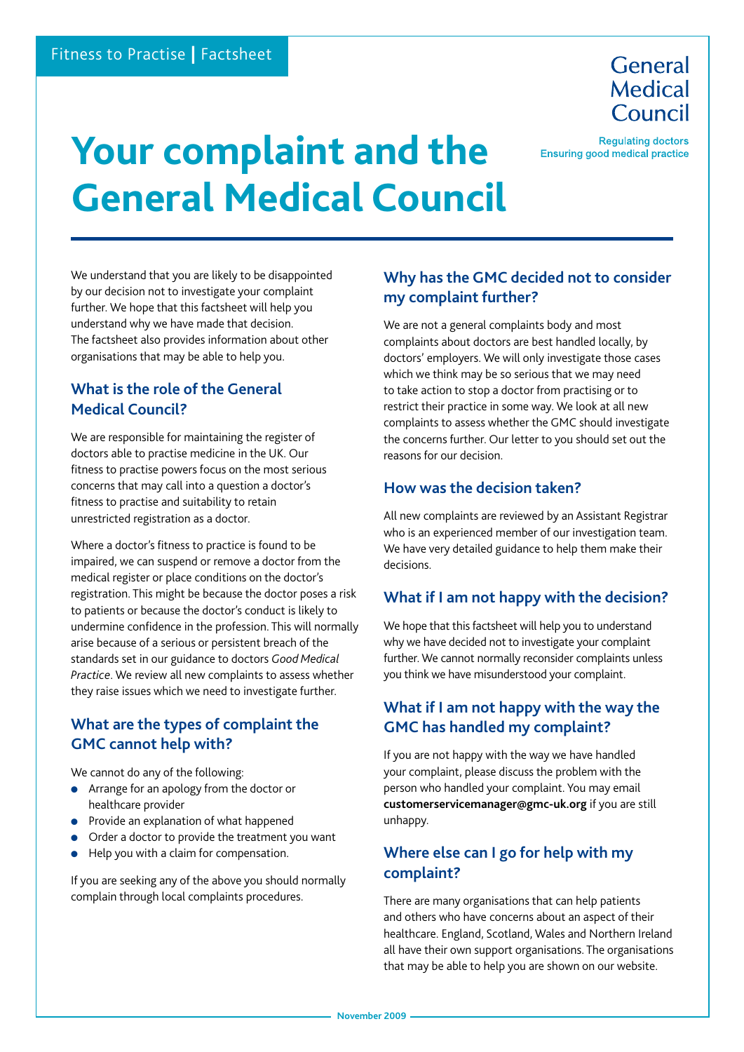Fitness to Practise | Factsheet

General Medical Council

Regulating doctors
Ensuring good medical practice

# Your complaint and the General Medical Council

We understand that you are likely to be disappointed by our decision not to investigate your complaint further. We hope that this factsheet will help you understand why we have made that decision. The factsheet also provides information about other organisations that may be able to help you.

## What is the role of the General Medical Council?

We are responsible for maintaining the register of doctors able to practise medicine in the UK. Our fitness to practise powers focus on the most serious concerns that may call into a question a doctor's fitness to practise and suitability to retain unrestricted registration as a doctor.

Where a doctor's fitness to practice is found to be impaired, we can suspend or remove a doctor from the medical register or place conditions on the doctor's registration. This might be because the doctor poses a risk to patients or because the doctor's conduct is likely to undermine confidence in the profession. This will normally arise because of a serious or persistent breach of the standards set in our guidance to doctors *Good Medical Practice*. We review all new complaints to assess whether they raise issues which we need to investigate further.

## What are the types of complaint the GMC cannot help with?

We cannot do any of the following:

- Arrange for an apology from the doctor or healthcare provider
- Provide an explanation of what happened
- Order a doctor to provide the treatment you want
- Help you with a claim for compensation.

If you are seeking any of the above you should normally complain through local complaints procedures.

## Why has the GMC decided not to consider my complaint further?

We are not a general complaints body and most complaints about doctors are best handled locally, by doctors' employers. We will only investigate those cases which we think may be so serious that we may need to take action to stop a doctor from practising or to restrict their practice in some way. We look at all new complaints to assess whether the GMC should investigate the concerns further. Our letter to you should set out the reasons for our decision.

## How was the decision taken?

All new complaints are reviewed by an Assistant Registrar who is an experienced member of our investigation team. We have very detailed guidance to help them make their decisions.

## What if I am not happy with the decision?

We hope that this factsheet will help you to understand why we have decided not to investigate your complaint further. We cannot normally reconsider complaints unless you think we have misunderstood your complaint.

## What if I am not happy with the way the GMC has handled my complaint?

If you are not happy with the way we have handled your complaint, please discuss the problem with the person who handled your complaint. You may email **customerservicemanager@gmc-uk.org** if you are still unhappy.

## Where else can I go for help with my complaint?

There are many organisations that can help patients and others who have concerns about an aspect of their healthcare. England, Scotland, Wales and Northern Ireland all have their own support organisations. The organisations that may be able to help you are shown on our website.

November 2009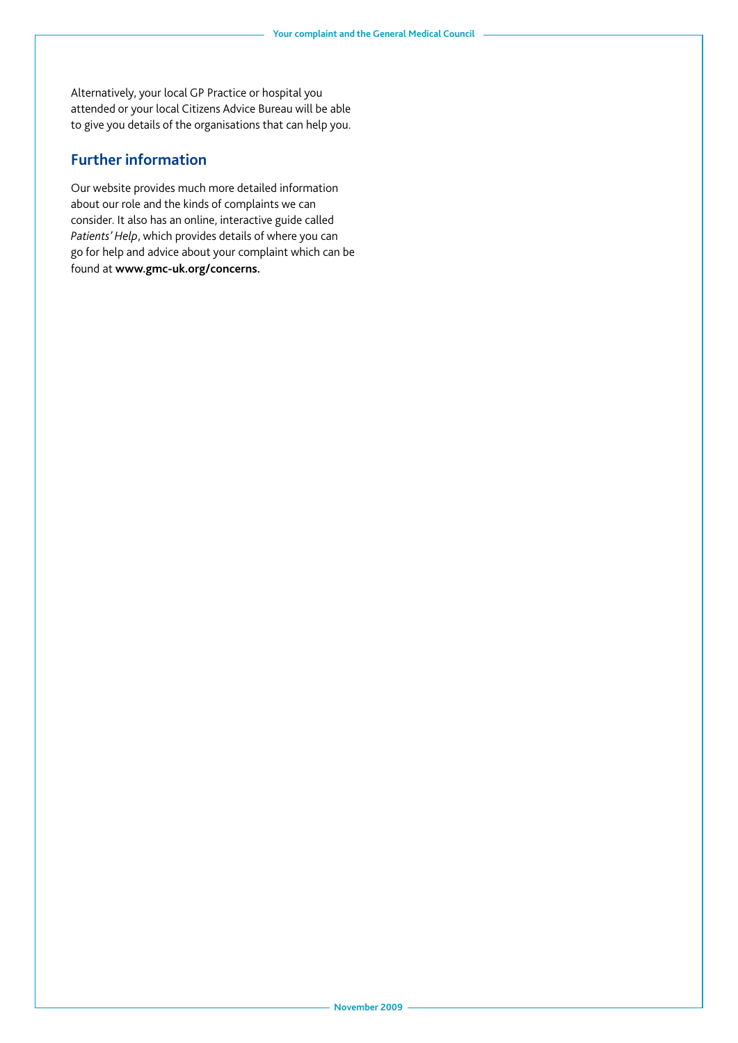Alternatively, your local GP Practice or hospital you attended or your local Citizens Advice Bureau will be able to give you details of the organisations that can help you.

## Further information

Our website provides much more detailed information about our role and the kinds of complaints we can consider. It also has an online, interactive guide called *Patients' Help*, which provides details of where you can go for help and advice about your complaint which can be found at **www.gmc-uk.org/concerns.**